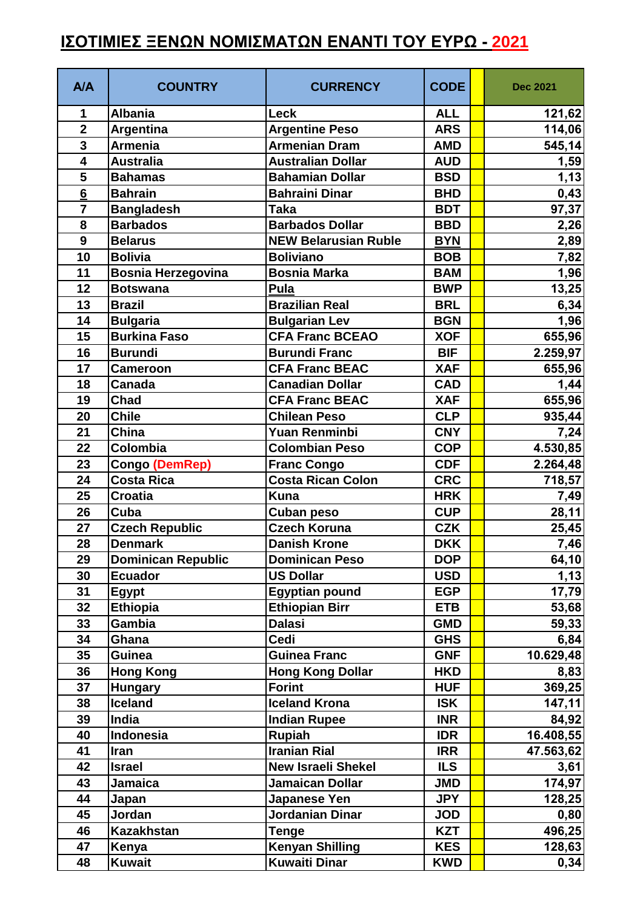# ΙΣΟΤΙΜΙΕΣ ΞΕΝΩΝ ΝΟΜΙΣΜΑΤΩΝ ΕΝΑΝΤΙ ΤΟΥ ΕΥΡΩ - 2021

| A/A | COUNTRY | CURRENCY | CODE | | Dec 2021 |
|---|---|---|---|---|---|
| 1 | Albania | Leck | ALL | | 121,62 |
| 2 | Argentina | Argentine Peso | ARS | | 114,06 |
| 3 | Armenia | Armenian Dram | AMD | | 545,14 |
| 4 | Australia | Australian Dollar | AUD | | 1,59 |
| 5 | Bahamas | Bahamian Dollar | BSD | | 1,13 |
| 6 | Bahrain | Bahraini Dinar | BHD | | 0,43 |
| 7 | Bangladesh | Taka | BDT | | 97,37 |
| 8 | Barbados | Barbados Dollar | BBD | | 2,26 |
| 9 | Belarus | NEW Belarusian Ruble | BYN | | 2,89 |
| 10 | Bolivia | Boliviano | BOB | | 7,82 |
| 11 | Bosnia Herzegovina | Bosnia Marka | BAM | | 1,96 |
| 12 | Botswana | Pula | BWP | | 13,25 |
| 13 | Brazil | Brazilian Real | BRL | | 6,34 |
| 14 | Bulgaria | Bulgarian Lev | BGN | | 1,96 |
| 15 | Burkina Faso | CFA Franc BCEAO | XOF | | 655,96 |
| 16 | Burundi | Burundi Franc | BIF | | 2.259,97 |
| 17 | Cameroon | CFA Franc BEAC | XAF | | 655,96 |
| 18 | Canada | Canadian Dollar | CAD | | 1,44 |
| 19 | Chad | CFA Franc BEAC | XAF | | 655,96 |
| 20 | Chile | Chilean Peso | CLP | | 935,44 |
| 21 | China | Yuan Renminbi | CNY | | 7,24 |
| 22 | Colombia | Colombian Peso | COP | | 4.530,85 |
| 23 | Congo (DemRep) | Franc Congo | CDF | | 2.264,48 |
| 24 | Costa Rica | Costa Rican Colon | CRC | | 718,57 |
| 25 | Croatia | Kuna | HRK | | 7,49 |
| 26 | Cuba | Cuban peso | CUP | | 28,11 |
| 27 | Czech Republic | Czech Koruna | CZK | | 25,45 |
| 28 | Denmark | Danish Krone | DKK | | 7,46 |
| 29 | Dominican Republic | Dominican Peso | DOP | | 64,10 |
| 30 | Ecuador | US Dollar | USD | | 1,13 |
| 31 | Egypt | Egyptian pound | EGP | | 17,79 |
| 32 | Ethiopia | Ethiopian Birr | ETB | | 53,68 |
| 33 | Gambia | Dalasi | GMD | | 59,33 |
| 34 | Ghana | Cedi | GHS | | 6,84 |
| 35 | Guinea | Guinea Franc | GNF | | 10.629,48 |
| 36 | Hong Kong | Hong Kong Dollar | HKD | | 8,83 |
| 37 | Hungary | Forint | HUF | | 369,25 |
| 38 | Iceland | Iceland Krona | ISK | | 147,11 |
| 39 | India | Indian Rupee | INR | | 84,92 |
| 40 | Indonesia | Rupiah | IDR | | 16.408,55 |
| 41 | Iran | Iranian Rial | IRR | | 47.563,62 |
| 42 | Israel | New Israeli Shekel | ILS | | 3,61 |
| 43 | Jamaica | Jamaican Dollar | JMD | | 174,97 |
| 44 | Japan | Japanese Yen | JPY | | 128,25 |
| 45 | Jordan | Jordanian Dinar | JOD | | 0,80 |
| 46 | Kazakhstan | Tenge | KZT | | 496,25 |
| 47 | Kenya | Kenyan Shilling | KES | | 128,63 |
| 48 | Kuwait | Kuwaiti Dinar | KWD | | 0,34 |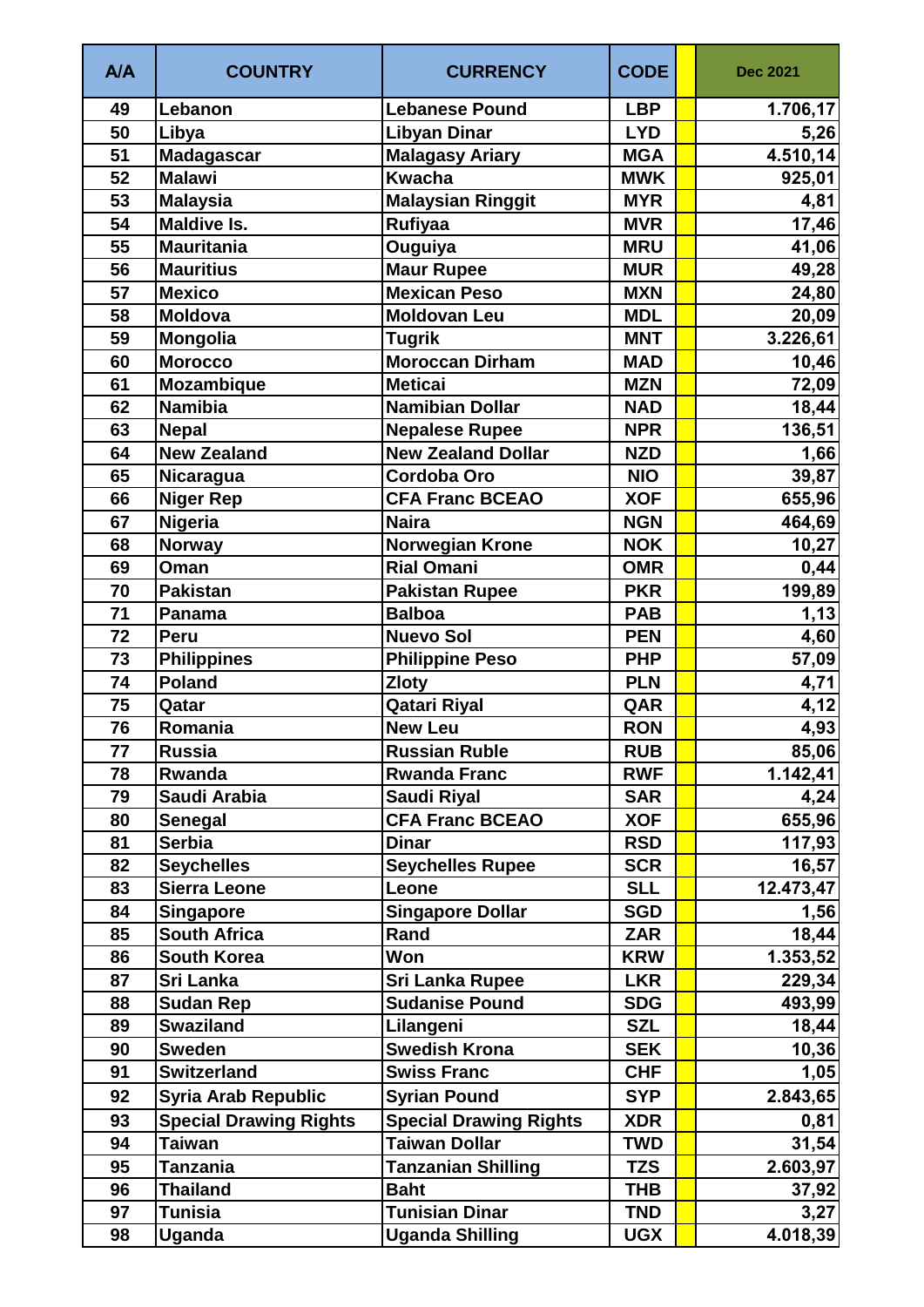| A/A | COUNTRY | CURRENCY | CODE | | Dec 2021 |
|---|---|---|---|---|---|
| 49 | Lebanon | Lebanese Pound | LBP | | 1.706,17 |
| 50 | Libya | Libyan Dinar | LYD | | 5,26 |
| 51 | Madagascar | Malagasy Ariary | MGA | | 4.510,14 |
| 52 | Malawi | Kwacha | MWK | | 925,01 |
| 53 | Malaysia | Malaysian Ringgit | MYR | | 4,81 |
| 54 | Maldive Is. | Rufiyaa | MVR | | 17,46 |
| 55 | Mauritania | Ouguiya | MRU | | 41,06 |
| 56 | Mauritius | Maur Rupee | MUR | | 49,28 |
| 57 | Mexico | Mexican Peso | MXN | | 24,80 |
| 58 | Moldova | Moldovan Leu | MDL | | 20,09 |
| 59 | Mongolia | Tugrik | MNT | | 3.226,61 |
| 60 | Morocco | Moroccan Dirham | MAD | | 10,46 |
| 61 | Mozambique | Meticai | MZN | | 72,09 |
| 62 | Namibia | Namibian Dollar | NAD | | 18,44 |
| 63 | Nepal | Nepalese Rupee | NPR | | 136,51 |
| 64 | New Zealand | New Zealand Dollar | NZD | | 1,66 |
| 65 | Nicaragua | Cordoba Oro | NIO | | 39,87 |
| 66 | Niger Rep | CFA Franc BCEAO | XOF | | 655,96 |
| 67 | Nigeria | Naira | NGN | | 464,69 |
| 68 | Norway | Norwegian Krone | NOK | | 10,27 |
| 69 | Oman | Rial Omani | OMR | | 0,44 |
| 70 | Pakistan | Pakistan Rupee | PKR | | 199,89 |
| 71 | Panama | Balboa | PAB | | 1,13 |
| 72 | Peru | Nuevo Sol | PEN | | 4,60 |
| 73 | Philippines | Philippine Peso | PHP | | 57,09 |
| 74 | Poland | Zloty | PLN | | 4,71 |
| 75 | Qatar | Qatari Riyal | QAR | | 4,12 |
| 76 | Romania | New Leu | RON | | 4,93 |
| 77 | Russia | Russian Ruble | RUB | | 85,06 |
| 78 | Rwanda | Rwanda Franc | RWF | | 1.142,41 |
| 79 | Saudi Arabia | Saudi Riyal | SAR | | 4,24 |
| 80 | Senegal | CFA Franc BCEAO | XOF | | 655,96 |
| 81 | Serbia | Dinar | RSD | | 117,93 |
| 82 | Seychelles | Seychelles Rupee | SCR | | 16,57 |
| 83 | Sierra Leone | Leone | SLL | | 12.473,47 |
| 84 | Singapore | Singapore Dollar | SGD | | 1,56 |
| 85 | South Africa | Rand | ZAR | | 18,44 |
| 86 | South Korea | Won | KRW | | 1.353,52 |
| 87 | Sri Lanka | Sri Lanka Rupee | LKR | | 229,34 |
| 88 | Sudan Rep | Sudanise Pound | SDG | | 493,99 |
| 89 | Swaziland | Lilangeni | SZL | | 18,44 |
| 90 | Sweden | Swedish Krona | SEK | | 10,36 |
| 91 | Switzerland | Swiss Franc | CHF | | 1,05 |
| 92 | Syria Arab Republic | Syrian Pound | SYP | | 2.843,65 |
| 93 | Special Drawing Rights | Special Drawing Rights | XDR | | 0,81 |
| 94 | Taiwan | Taiwan Dollar | TWD | | 31,54 |
| 95 | Tanzania | Tanzanian Shilling | TZS | | 2.603,97 |
| 96 | Thailand | Baht | THB | | 37,92 |
| 97 | Tunisia | Tunisian Dinar | TND | | 3,27 |
| 98 | Uganda | Uganda Shilling | UGX | | 4.018,39 |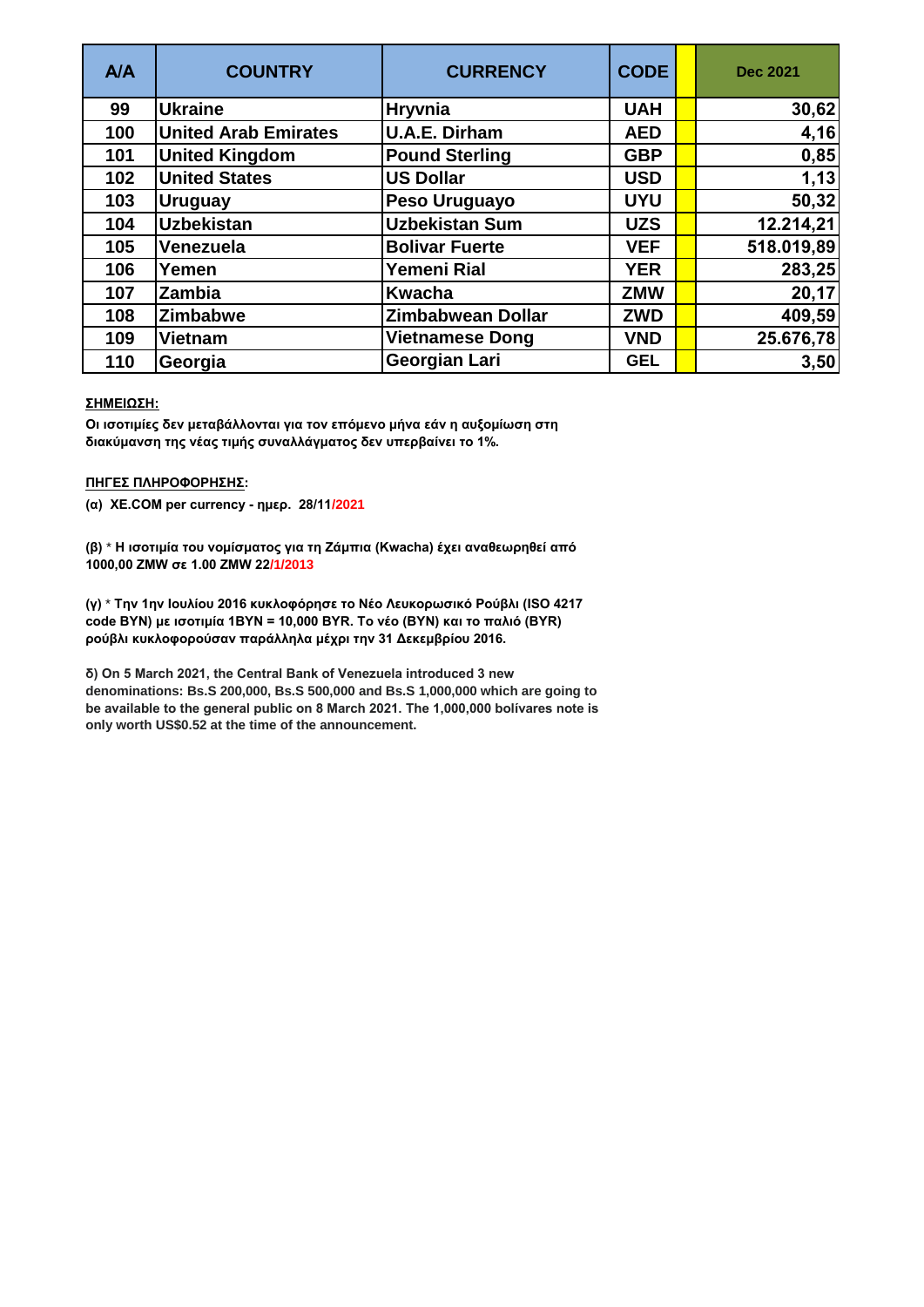| Α/Α | COUNTRY | CURRENCY | CODE | | Dec 2021 |
|---|---|---|---|---|---|
| 99 | Ukraine | Hryvnia | UAH | | 30,62 |
| 100 | United Arab Emirates | U.A.E. Dirham | AED | | 4,16 |
| 101 | United Kingdom | Pound Sterling | GBP | | 0,85 |
| 102 | United States | US Dollar | USD | | 1,13 |
| 103 | Uruguay | Peso Uruguayo | UYU | | 50,32 |
| 104 | Uzbekistan | Uzbekistan Sum | UZS | | 12.214,21 |
| 105 | Venezuela | Bolivar Fuerte | VEF | | 518.019,89 |
| 106 | Yemen | Yemeni Rial | YER | | 283,25 |
| 107 | Zambia | Kwacha | ZMW | | 20,17 |
| 108 | Zimbabwe | Zimbabwean Dollar | ZWD | | 409,59 |
| 109 | Vietnam | Vietnamese Dong | VND | | 25.676,78 |
| 110 | Georgia | Georgian Lari | GEL | | 3,50 |

**ΣΗΜΕΙΩΣΗ:**

**Οι ισοτιμίες δεν μεταβάλλονται για τον επόμενο μήνα εάν η αυξομίωση στη διακύμανση της νέας τιμής συναλλάγματος δεν υπερβαίνει το 1%.**

**ΠΗΓΕΣ ΠΛΗΡΟΦΟΡΗΣΗΣ:**

**(α) XE.COM per currency - ημερ. 28/11/2021**

**(β) * Η ισοτιμία του νομίσματος για τη Ζάμπια (Kwacha) έχει αναθεωρηθεί από 1000,00 ZMW σε 1.00 ZMW 22/1/2013**

**(γ) * Την 1ην Ιουλίου 2016 κυκλοφόρησε το Νέο Λευκορωσικό Ρούβλι (ISO 4217 code BYN) με ισοτιμία 1BYN = 10,000 BYR. Το νέο (BYN) και το παλιό (BYR) ρούβλι κυκλοφορούσαν παράλληλα μέχρι την 31 Δεκεμβρίου 2016.**

**δ) On 5 March 2021, the Central Bank of Venezuela introduced 3 new denominations: Bs.S 200,000, Bs.S 500,000 and Bs.S 1,000,000 which are going to be available to the general public on 8 March 2021. The 1,000,000 bolívares note is only worth US$0.52 at the time of the announcement.**